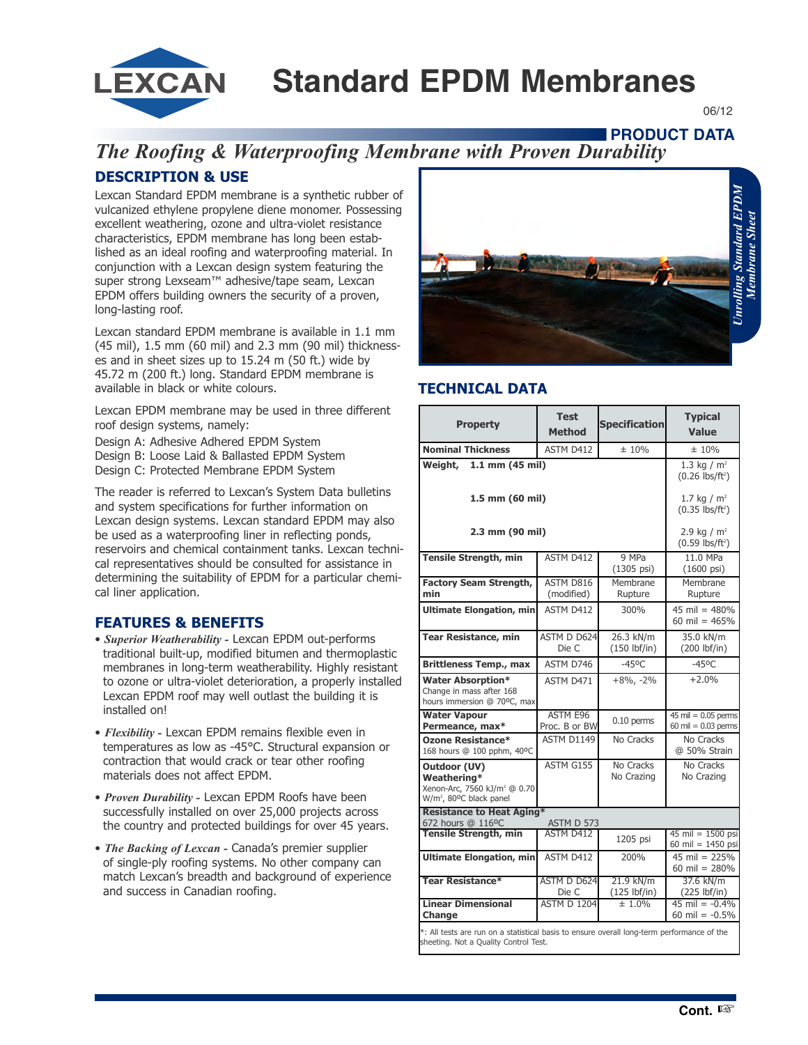# Standard EPDM Membranes

06/12

**PRODUCT DATA**

*The Roofing & Waterproofing Membrane with Proven Durability*

## DESCRIPTION & USE

Lexcan Standard EPDM membrane is a synthetic rubber of vulcanized ethylene propylene diene monomer. Possessing excellent weathering, ozone and ultra-violet resistance characteristics, EPDM membrane has long been established as an ideal roofing and waterproofing material. In conjunction with a Lexcan design system featuring the super strong Lexseam™ adhesive/tape seam, Lexcan EPDM offers building owners the security of a proven, long-lasting roof.

Lexcan standard EPDM membrane is available in 1.1 mm (45 mil), 1.5 mm (60 mil) and 2.3 mm (90 mil) thicknesses and in sheet sizes up to 15.24 m (50 ft.) wide by 45.72 m (200 ft.) long. Standard EPDM membrane is available in black or white colours.

Lexcan EPDM membrane may be used in three different roof design systems, namely:

Design A: Adhesive Adhered EPDM System
Design B: Loose Laid & Ballasted EPDM System
Design C: Protected Membrane EPDM System

The reader is referred to Lexcan's System Data bulletins and system specifications for further information on Lexcan design systems. Lexcan standard EPDM may also be used as a waterproofing liner in reflecting ponds, reservoirs and chemical containment tanks. Lexcan technical representatives should be consulted for assistance in determining the suitability of EPDM for a particular chemical liner application.

## FEATURES & BENEFITS

- ***Superior Weatherability*** - Lexcan EPDM out-performs traditional built-up, modified bitumen and thermoplastic membranes in long-term weatherability. Highly resistant to ozone or ultra-violet deterioration, a properly installed Lexcan EPDM roof may well outlast the building it is installed on!
- ***Flexibility*** - Lexcan EPDM remains flexible even in temperatures as low as -45°C. Structural expansion or contraction that would crack or tear other roofing materials does not affect EPDM.
- ***Proven Durability*** - Lexcan EPDM Roofs have been successfully installed on over 25,000 projects across the country and protected buildings for over 45 years.
- ***The Backing of Lexcan*** - Canada's premier supplier of single-ply roofing systems. No other company can match Lexcan's breadth and background of experience and success in Canadian roofing.

*Unrolling Standard EPDM Membrane Sheet*

## TECHNICAL DATA

| Property | Test Method | Specification | Typical Value |
|---|---|---|---|
| **Nominal Thickness** | ASTM D412 | ± 10% | ± 10% |
| **Weight, 1.1 mm (45 mil)** | | | 1.3 kg / m² (0.26 lbs/ft²) |
| **1.5 mm (60 mil)** | | | 1.7 kg / m² (0.35 lbs/ft²) |
| **2.3 mm (90 mil)** | | | 2.9 kg / m² (0.59 lbs/ft²) |
| **Tensile Strength, min** | ASTM D412 | 9 MPa (1305 psi) | 11.0 MPa (1600 psi) |
| **Factory Seam Strength, min** | ASTM D816 (modified) | Membrane Rupture | Membrane Rupture |
| **Ultimate Elongation, min** | ASTM D412 | 300% | 45 mil = 480%<br>60 mil = 465% |
| **Tear Resistance, min** | ASTM D D624 Die C | 26.3 kN/m (150 lbf/in) | 35.0 kN/m (200 lbf/in) |
| **Brittleness Temp., max** | ASTM D746 | -45ºC | -45ºC |
| **Water Absorption*** Change in mass after 168 hours immersion @ 70ºC, max | ASTM D471 | +8%, -2% | +2.0% |
| **Water Vapour Permeance, max*** | ASTM E96 Proc. B or BW | 0.10 perms | 45 mil = 0.05 perms<br>60 mil = 0.03 perms |
| **Ozone Resistance*** 168 hours @ 100 pphm, 40ºC | ASTM D1149 | No Cracks | No Cracks @ 50% Strain |
| **Outdoor (UV) Weathering*** Xenon-Arc, 7560 kJ/m² @ 0.70 W/m², 80ºC black panel | ASTM G155 | No Cracks No Crazing | No Cracks No Crazing |
| **Resistance to Heat Aging*** 672 hours @ 116ºC | ASTM D 573 | | |
| **Tensile Strength, min** | ASTM D412 | 1205 psi | 45 mil = 1500 psi<br>60 mil = 1450 psi |
| **Ultimate Elongation, min** | ASTM D412 | 200% | 45 mil = 225%<br>60 mil = 280% |
| **Tear Resistance*** | ASTM D D624 Die C | 21.9 kN/m (125 lbf/in) | 37.6 kN/m (225 lbf/in) |
| **Linear Dimensional Change** | ASTM D 1204 | ± 1.0% | 45 mil = -0.4%<br>60 mil = -0.5% |

*: All tests are run on a statistical basis to ensure overall long-term performance of the sheeting. Not a Quality Control Test.

**Cont.**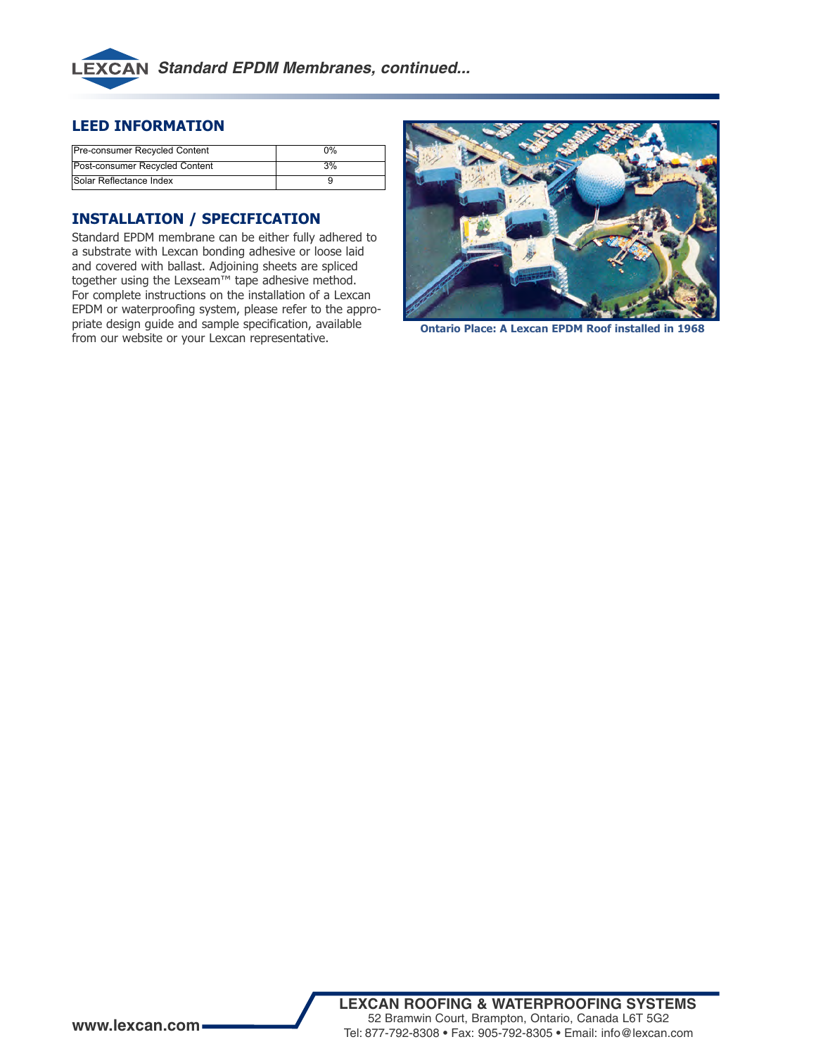## LEED INFORMATION

| | |
|---|---|
| Pre-consumer Recycled Content | 0% |
| Post-consumer Recycled Content | 3% |
| Solar Reflectance Index | 9 |

## INSTALLATION / SPECIFICATION

Standard EPDM membrane can be either fully adhered to a substrate with Lexcan bonding adhesive or loose laid and covered with ballast. Adjoining sheets are spliced together using the Lexseam™ tape adhesive method. For complete instructions on the installation of a Lexcan EPDM or waterproofing system, please refer to the appropriate design guide and sample specification, available from our website or your Lexcan representative.

**Ontario Place: A Lexcan EPDM Roof installed in 1968**

**www.lexcan.com**

**LEXCAN ROOFING & WATERPROOFING SYSTEMS**
52 Bramwin Court, Brampton, Ontario, Canada L6T 5G2
Tel: 877-792-8308 • Fax: 905-792-8305 • Email: info@lexcan.com